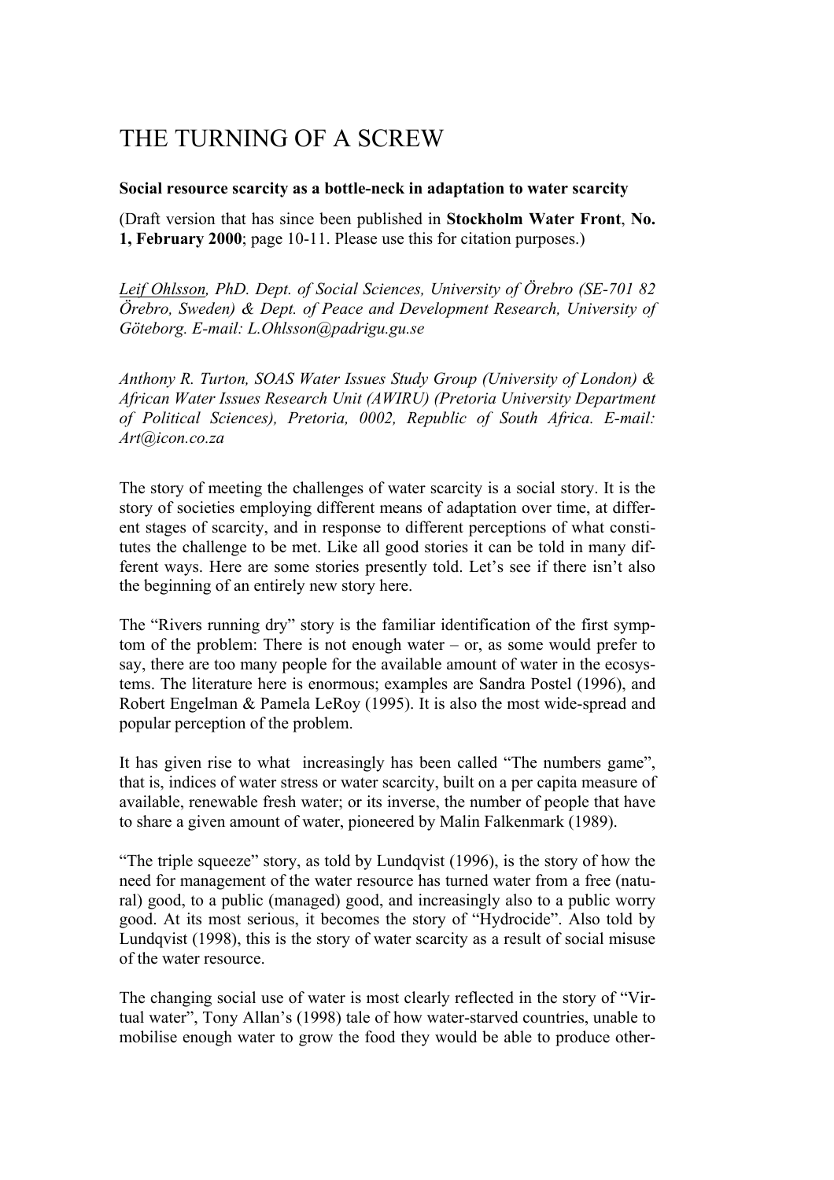# THE TURNING OF A SCREW

**Social resource scarcity as a bottle-neck in adaptation to water scarcity**

(Draft version that has since been published in **Stockholm Water Front**, **No. 1, February 2000**; page 10-11. Please use this for citation purposes.)

*Leif Ohlsson, PhD. Dept. of Social Sciences, University of Örebro (SE-701 82 Örebro, Sweden) & Dept. of Peace and Development Research, University of Göteborg. E-mail: L.Ohlsson@padrigu.gu.se*

*Anthony R. Turton, SOAS Water Issues Study Group (University of London) & African Water Issues Research Unit (AWIRU) (Pretoria University Department of Political Sciences), Pretoria, 0002, Republic of South Africa. E-mail: Art@icon.co.za*

The story of meeting the challenges of water scarcity is a social story. It is the story of societies employing different means of adaptation over time, at different stages of scarcity, and in response to different perceptions of what constitutes the challenge to be met. Like all good stories it can be told in many different ways. Here are some stories presently told. Let's see if there isn't also the beginning of an entirely new story here.

The "Rivers running dry" story is the familiar identification of the first symptom of the problem: There is not enough water – or, as some would prefer to say, there are too many people for the available amount of water in the ecosystems. The literature here is enormous; examples are Sandra Postel (1996), and Robert Engelman & Pamela LeRoy (1995). It is also the most wide-spread and popular perception of the problem.

It has given rise to what increasingly has been called "The numbers game", that is, indices of water stress or water scarcity, built on a per capita measure of available, renewable fresh water; or its inverse, the number of people that have to share a given amount of water, pioneered by Malin Falkenmark (1989).

"The triple squeeze" story, as told by Lundqvist (1996), is the story of how the need for management of the water resource has turned water from a free (natural) good, to a public (managed) good, and increasingly also to a public worry good. At its most serious, it becomes the story of "Hydrocide". Also told by Lundqvist (1998), this is the story of water scarcity as a result of social misuse of the water resource.

The changing social use of water is most clearly reflected in the story of "Virtual water", Tony Allan's (1998) tale of how water-starved countries, unable to mobilise enough water to grow the food they would be able to produce other-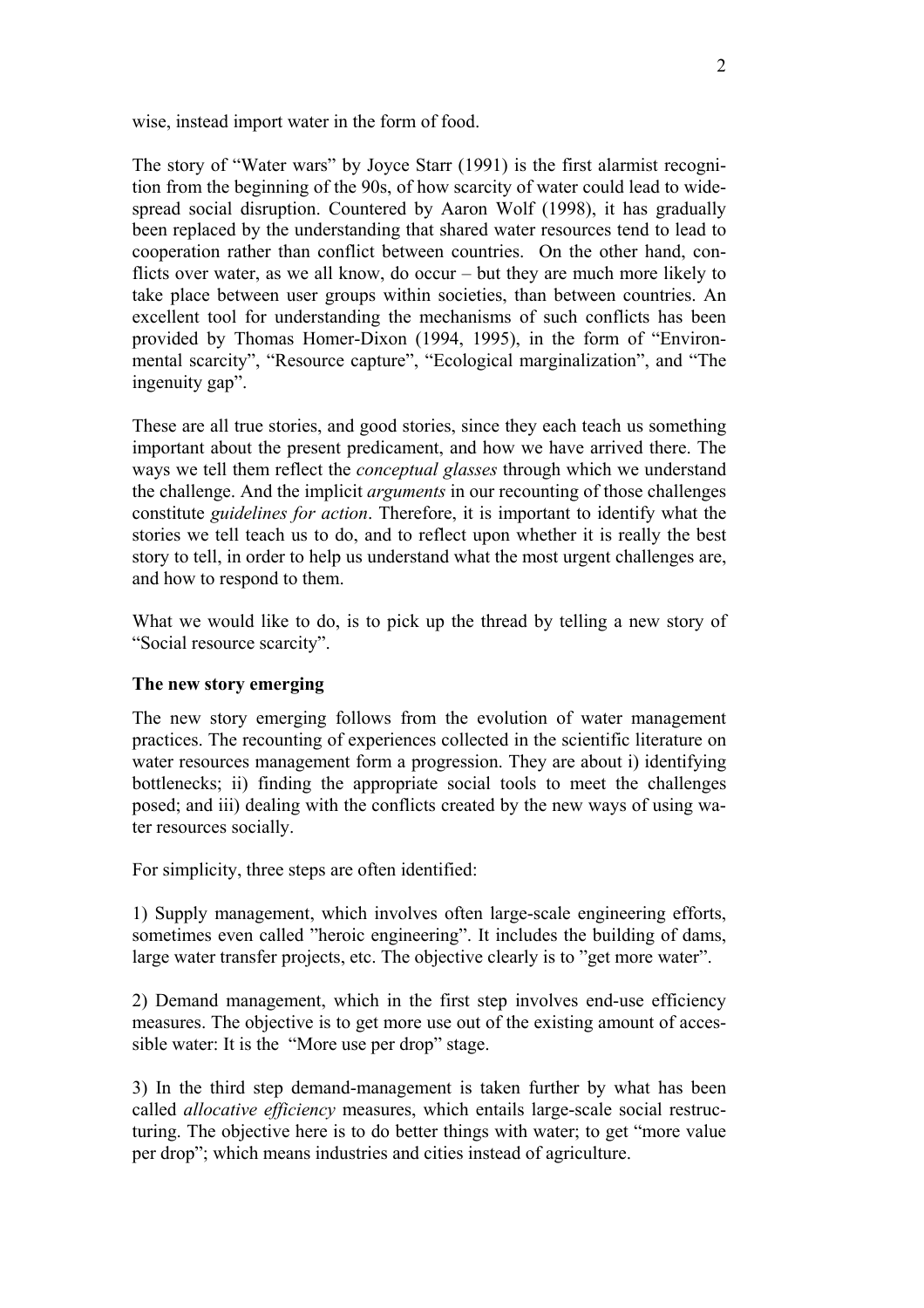wise, instead import water in the form of food.

The story of "Water wars" by Joyce Starr (1991) is the first alarmist recognition from the beginning of the 90s, of how scarcity of water could lead to widespread social disruption. Countered by Aaron Wolf (1998), it has gradually been replaced by the understanding that shared water resources tend to lead to cooperation rather than conflict between countries. On the other hand, conflicts over water, as we all know, do occur – but they are much more likely to take place between user groups within societies, than between countries. An excellent tool for understanding the mechanisms of such conflicts has been provided by Thomas Homer-Dixon (1994, 1995), in the form of "Environmental scarcity", "Resource capture", "Ecological marginalization", and "The ingenuity gap".

These are all true stories, and good stories, since they each teach us something important about the present predicament, and how we have arrived there. The ways we tell them reflect the *conceptual glasses* through which we understand the challenge. And the implicit *arguments* in our recounting of those challenges constitute *guidelines for action*. Therefore, it is important to identify what the stories we tell teach us to do, and to reflect upon whether it is really the best story to tell, in order to help us understand what the most urgent challenges are, and how to respond to them.

What we would like to do, is to pick up the thread by telling a new story of "Social resource scarcity".

**The new story emerging**

The new story emerging follows from the evolution of water management practices. The recounting of experiences collected in the scientific literature on water resources management form a progression. They are about i) identifying bottlenecks; ii) finding the appropriate social tools to meet the challenges posed; and iii) dealing with the conflicts created by the new ways of using water resources socially.

For simplicity, three steps are often identified:

1) Supply management, which involves often large-scale engineering efforts, sometimes even called "heroic engineering". It includes the building of dams, large water transfer projects, etc. The objective clearly is to "get more water".

2) Demand management, which in the first step involves end-use efficiency measures. The objective is to get more use out of the existing amount of accessible water: It is the "More use per drop" stage.

3) In the third step demand-management is taken further by what has been called *allocative efficiency* measures, which entails large-scale social restructuring. The objective here is to do better things with water; to get "more value per drop"; which means industries and cities instead of agriculture.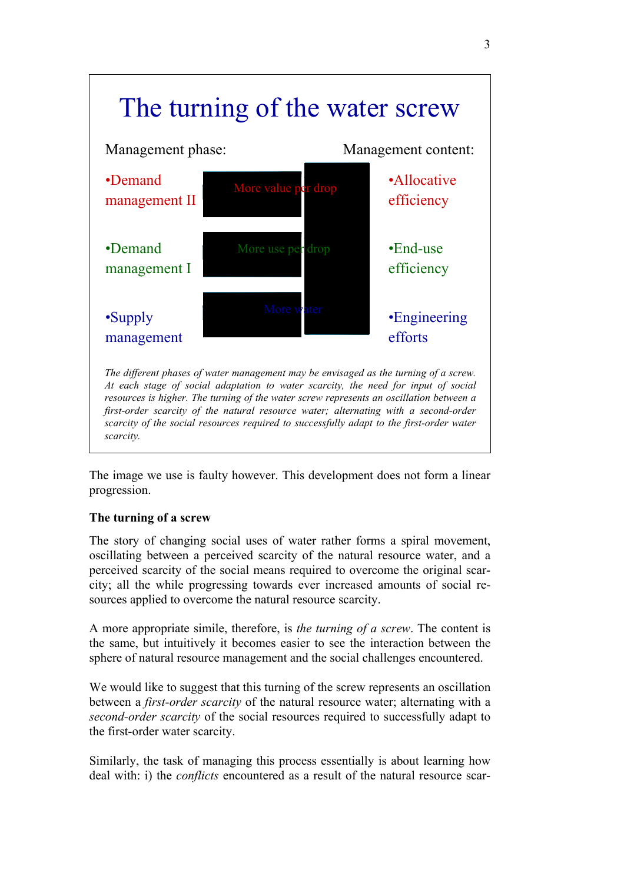## The turning of the water screw

| Management phase: | | Management content: |
| --- | --- | --- |
| •Demand management II | More value per drop | •Allocative efficiency |
| •Demand management I | More use per drop | •End-use efficiency |
| •Supply management | More water | •Engineering efforts |

*The different phases of water management may be envisaged as the turning of a screw. At each stage of social adaptation to water scarcity, the need for input of social resources is higher. The turning of the water screw represents an oscillation between a first-order scarcity of the natural resource water; alternating with a second-order scarcity of the social resources required to successfully adapt to the first-order water scarcity.*

The image we use is faulty however. This development does not form a linear progression.

**The turning of a screw**

The story of changing social uses of water rather forms a spiral movement, oscillating between a perceived scarcity of the natural resource water, and a perceived scarcity of the social means required to overcome the original scarcity; all the while progressing towards ever increased amounts of social resources applied to overcome the natural resource scarcity.

A more appropriate simile, therefore, is *the turning of a screw*. The content is the same, but intuitively it becomes easier to see the interaction between the sphere of natural resource management and the social challenges encountered.

We would like to suggest that this turning of the screw represents an oscillation between a *first-order scarcity* of the natural resource water; alternating with a *second-order scarcity* of the social resources required to successfully adapt to the first-order water scarcity.

Similarly, the task of managing this process essentially is about learning how deal with: i) the *conflicts* encountered as a result of the natural resource scar-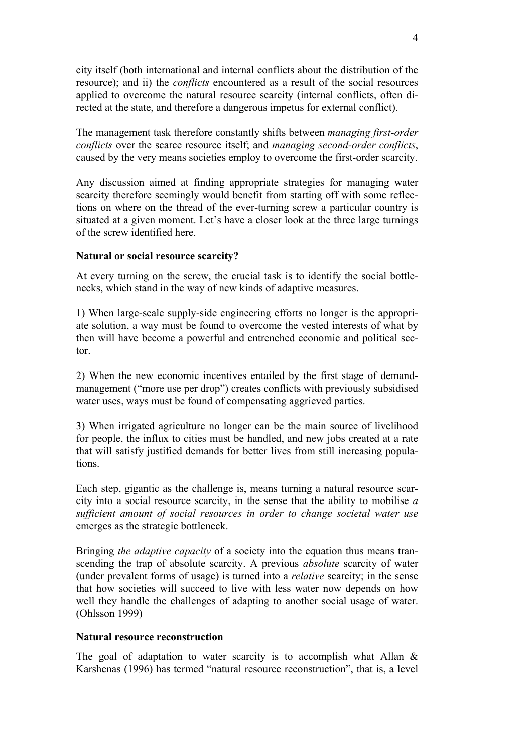city itself (both international and internal conflicts about the distribution of the resource); and ii) the *conflicts* encountered as a result of the social resources applied to overcome the natural resource scarcity (internal conflicts, often directed at the state, and therefore a dangerous impetus for external conflict).

The management task therefore constantly shifts between *managing first-order conflicts* over the scarce resource itself; and *managing second-order conflicts*, caused by the very means societies employ to overcome the first-order scarcity.

Any discussion aimed at finding appropriate strategies for managing water scarcity therefore seemingly would benefit from starting off with some reflections on where on the thread of the ever-turning screw a particular country is situated at a given moment. Let's have a closer look at the three large turnings of the screw identified here.

**Natural or social resource scarcity?**

At every turning on the screw, the crucial task is to identify the social bottlenecks, which stand in the way of new kinds of adaptive measures.

1) When large-scale supply-side engineering efforts no longer is the appropriate solution, a way must be found to overcome the vested interests of what by then will have become a powerful and entrenched economic and political sector.

2) When the new economic incentives entailed by the first stage of demand-management ("more use per drop") creates conflicts with previously subsidised water uses, ways must be found of compensating aggrieved parties.

3) When irrigated agriculture no longer can be the main source of livelihood for people, the influx to cities must be handled, and new jobs created at a rate that will satisfy justified demands for better lives from still increasing populations.

Each step, gigantic as the challenge is, means turning a natural resource scarcity into a social resource scarcity, in the sense that the ability to mobilise *a sufficient amount of social resources in order to change societal water use* emerges as the strategic bottleneck.

Bringing *the adaptive capacity* of a society into the equation thus means transcending the trap of absolute scarcity. A previous *absolute* scarcity of water (under prevalent forms of usage) is turned into a *relative* scarcity; in the sense that how societies will succeed to live with less water now depends on how well they handle the challenges of adapting to another social usage of water. (Ohlsson 1999)

**Natural resource reconstruction**

The goal of adaptation to water scarcity is to accomplish what Allan & Karshenas (1996) has termed "natural resource reconstruction", that is, a level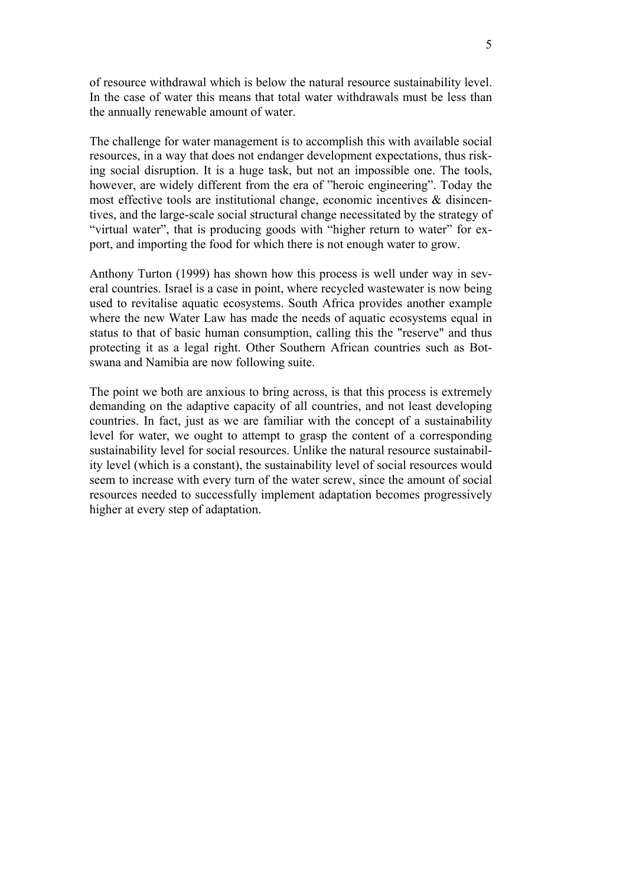of resource withdrawal which is below the natural resource sustainability level. In the case of water this means that total water withdrawals must be less than the annually renewable amount of water.

The challenge for water management is to accomplish this with available social resources, in a way that does not endanger development expectations, thus risking social disruption. It is a huge task, but not an impossible one. The tools, however, are widely different from the era of ”heroic engineering”. Today the most effective tools are institutional change, economic incentives & disincentives, and the large-scale social structural change necessitated by the strategy of “virtual water”, that is producing goods with “higher return to water” for export, and importing the food for which there is not enough water to grow.

Anthony Turton (1999) has shown how this process is well under way in several countries. Israel is a case in point, where recycled wastewater is now being used to revitalise aquatic ecosystems. South Africa provides another example where the new Water Law has made the needs of aquatic ecosystems equal in status to that of basic human consumption, calling this the "reserve" and thus protecting it as a legal right. Other Southern African countries such as Botswana and Namibia are now following suite.

The point we both are anxious to bring across, is that this process is extremely demanding on the adaptive capacity of all countries, and not least developing countries. In fact, just as we are familiar with the concept of a sustainability level for water, we ought to attempt to grasp the content of a corresponding sustainability level for social resources. Unlike the natural resource sustainability level (which is a constant), the sustainability level of social resources would seem to increase with every turn of the water screw, since the amount of social resources needed to successfully implement adaptation becomes progressively higher at every step of adaptation.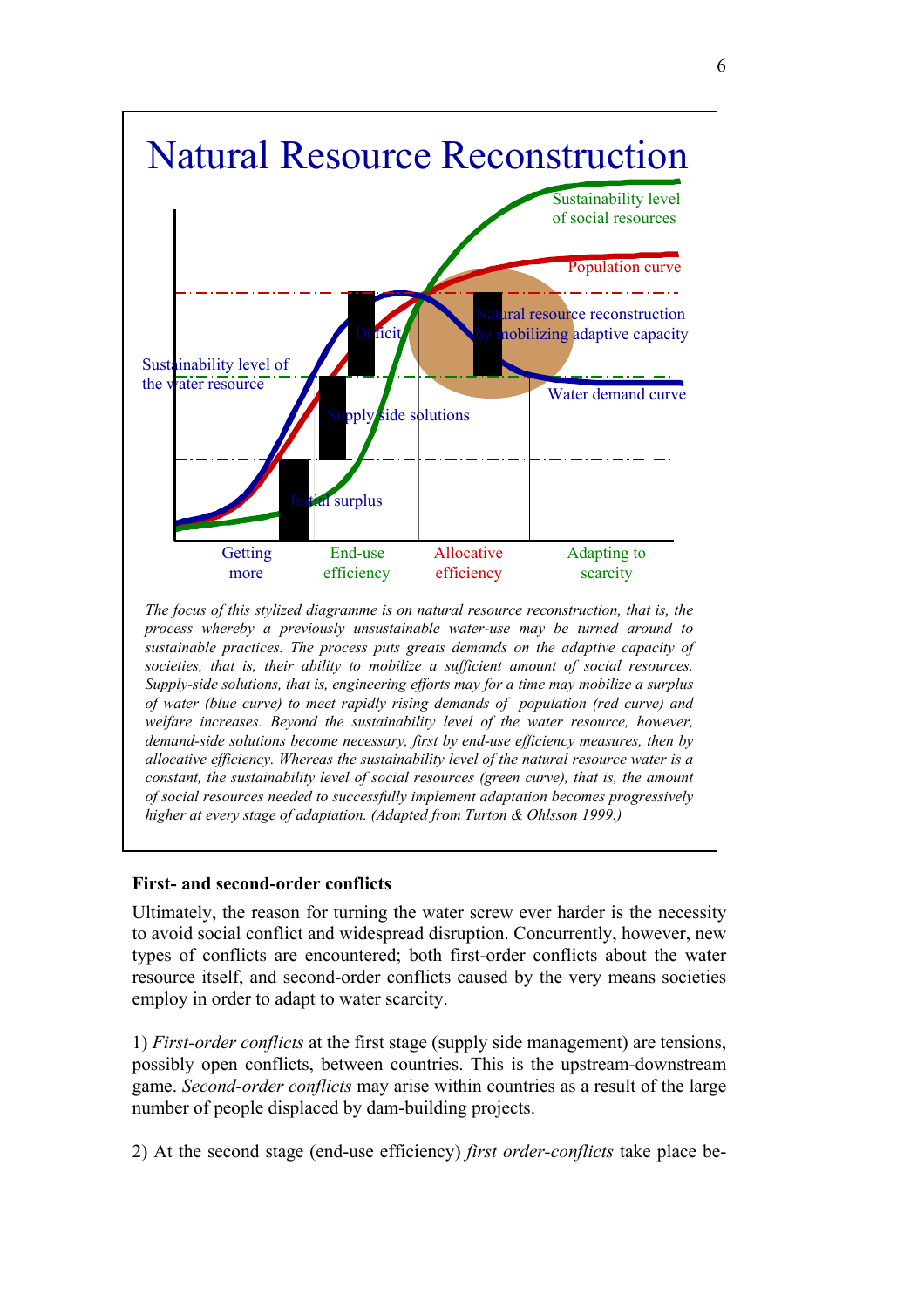## Natural Resource Reconstruction

Sustainability level of social resources

Population curve

Natural resource reconstruction by mobilizing adaptive capacity

Sustainability level of the water resource

Deficit

Water demand curve

Supply side solutions

Initial surplus

Getting more | End-use efficiency | Allocative efficiency | Adapting to scarcity

*The focus of this stylized diagramme is on natural resource reconstruction, that is, the process whereby a previously unsustainable water-use may be turned around to sustainable practices. The process puts greats demands on the adaptive capacity of societies, that is, their ability to mobilize a sufficient amount of social resources. Supply-side solutions, that is, engineering efforts may for a time may mobilize a surplus of water (blue curve) to meet rapidly rising demands of population (red curve) and welfare increases. Beyond the sustainability level of the water resource, however, demand-side solutions become necessary, first by end-use efficiency measures, then by allocative efficiency. Whereas the sustainability level of the natural resource water is a constant, the sustainability level of social resources (green curve), that is, the amount of social resources needed to successfully implement adaptation becomes progressively higher at every stage of adaptation. (Adapted from Turton & Ohlsson 1999.)*

**First- and second-order conflicts**

Ultimately, the reason for turning the water screw ever harder is the necessity to avoid social conflict and widespread disruption. Concurrently, however, new types of conflicts are encountered; both first-order conflicts about the water resource itself, and second-order conflicts caused by the very means societies employ in order to adapt to water scarcity.

1) *First-order conflicts* at the first stage (supply side management) are tensions, possibly open conflicts, between countries. This is the upstream-downstream game. *Second-order conflicts* may arise within countries as a result of the large number of people displaced by dam-building projects.

2) At the second stage (end-use efficiency) *first order-conflicts* take place be-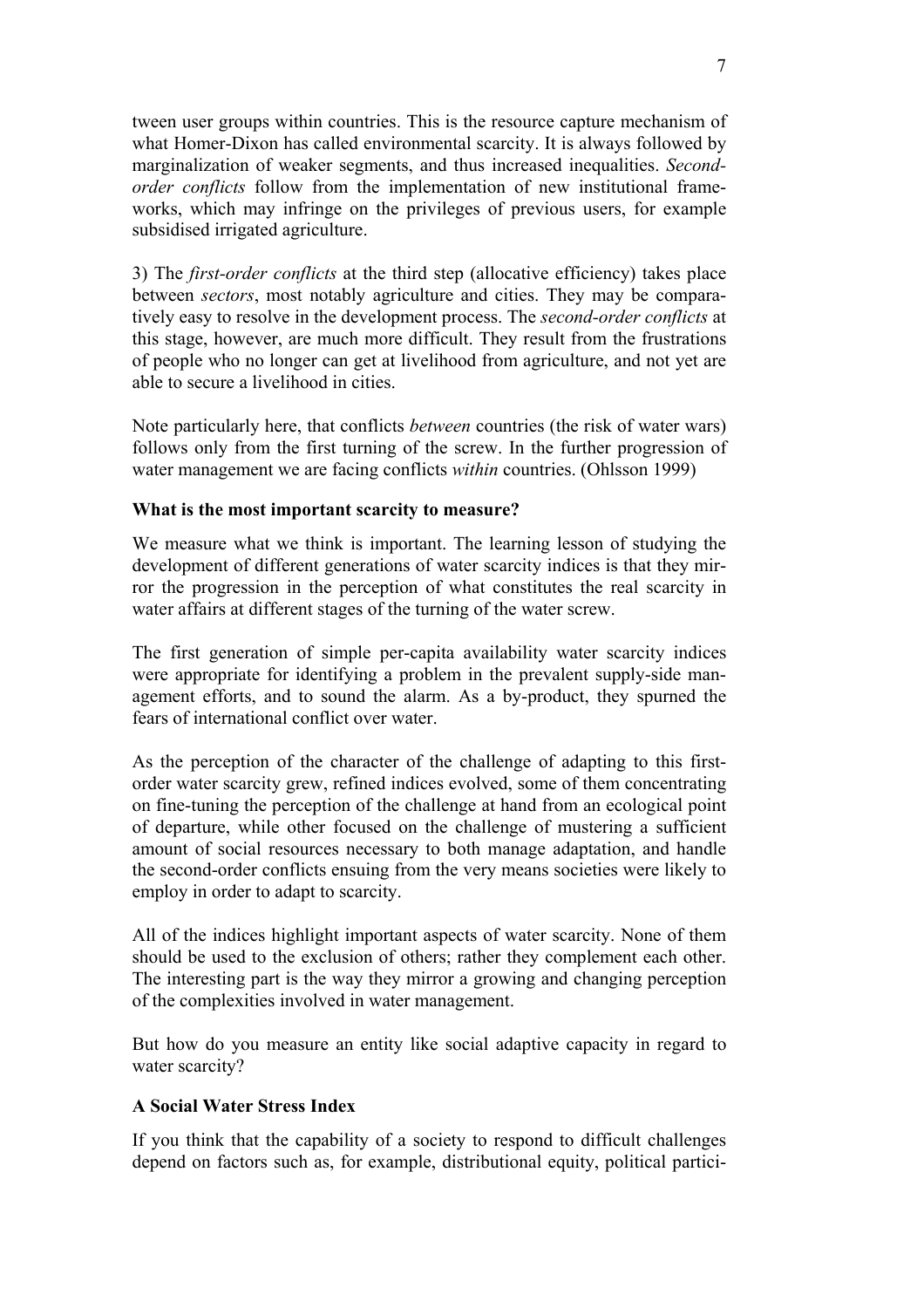tween user groups within countries. This is the resource capture mechanism of what Homer-Dixon has called environmental scarcity. It is always followed by marginalization of weaker segments, and thus increased inequalities. *Second-order conflicts* follow from the implementation of new institutional frameworks, which may infringe on the privileges of previous users, for example subsidised irrigated agriculture.

3) The *first-order conflicts* at the third step (allocative efficiency) takes place between *sectors*, most notably agriculture and cities. They may be comparatively easy to resolve in the development process. The *second-order conflicts* at this stage, however, are much more difficult. They result from the frustrations of people who no longer can get at livelihood from agriculture, and not yet are able to secure a livelihood in cities.

Note particularly here, that conflicts *between* countries (the risk of water wars) follows only from the first turning of the screw. In the further progression of water management we are facing conflicts *within* countries. (Ohlsson 1999)

### What is the most important scarcity to measure?

We measure what we think is important. The learning lesson of studying the development of different generations of water scarcity indices is that they mirror the progression in the perception of what constitutes the real scarcity in water affairs at different stages of the turning of the water screw.

The first generation of simple per-capita availability water scarcity indices were appropriate for identifying a problem in the prevalent supply-side management efforts, and to sound the alarm. As a by-product, they spurned the fears of international conflict over water.

As the perception of the character of the challenge of adapting to this first-order water scarcity grew, refined indices evolved, some of them concentrating on fine-tuning the perception of the challenge at hand from an ecological point of departure, while other focused on the challenge of mustering a sufficient amount of social resources necessary to both manage adaptation, and handle the second-order conflicts ensuing from the very means societies were likely to employ in order to adapt to scarcity.

All of the indices highlight important aspects of water scarcity. None of them should be used to the exclusion of others; rather they complement each other. The interesting part is the way they mirror a growing and changing perception of the complexities involved in water management.

But how do you measure an entity like social adaptive capacity in regard to water scarcity?

### A Social Water Stress Index

If you think that the capability of a society to respond to difficult challenges depend on factors such as, for example, distributional equity, political partici-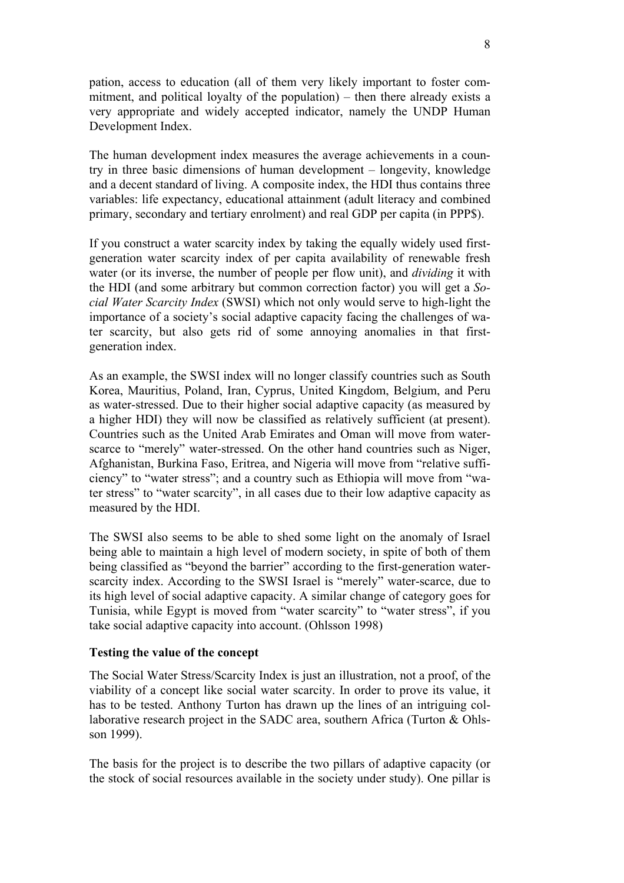pation, access to education (all of them very likely important to foster commitment, and political loyalty of the population) – then there already exists a very appropriate and widely accepted indicator, namely the UNDP Human Development Index.

The human development index measures the average achievements in a country in three basic dimensions of human development – longevity, knowledge and a decent standard of living. A composite index, the HDI thus contains three variables: life expectancy, educational attainment (adult literacy and combined primary, secondary and tertiary enrolment) and real GDP per capita (in PPP$).

If you construct a water scarcity index by taking the equally widely used first-generation water scarcity index of per capita availability of renewable fresh water (or its inverse, the number of people per flow unit), and *dividing* it with the HDI (and some arbitrary but common correction factor) you will get a *Social Water Scarcity Index* (SWSI) which not only would serve to high-light the importance of a society's social adaptive capacity facing the challenges of water scarcity, but also gets rid of some annoying anomalies in that first-generation index.

As an example, the SWSI index will no longer classify countries such as South Korea, Mauritius, Poland, Iran, Cyprus, United Kingdom, Belgium, and Peru as water-stressed. Due to their higher social adaptive capacity (as measured by a higher HDI) they will now be classified as relatively sufficient (at present). Countries such as the United Arab Emirates and Oman will move from water-scarce to "merely" water-stressed. On the other hand countries such as Niger, Afghanistan, Burkina Faso, Eritrea, and Nigeria will move from "relative sufficiency" to "water stress"; and a country such as Ethiopia will move from "water stress" to "water scarcity", in all cases due to their low adaptive capacity as measured by the HDI.

The SWSI also seems to be able to shed some light on the anomaly of Israel being able to maintain a high level of modern society, in spite of both of them being classified as "beyond the barrier" according to the first-generation water-scarcity index. According to the SWSI Israel is "merely" water-scarce, due to its high level of social adaptive capacity. A similar change of category goes for Tunisia, while Egypt is moved from "water scarcity" to "water stress", if you take social adaptive capacity into account. (Ohlsson 1998)

**Testing the value of the concept**

The Social Water Stress/Scarcity Index is just an illustration, not a proof, of the viability of a concept like social water scarcity. In order to prove its value, it has to be tested. Anthony Turton has drawn up the lines of an intriguing collaborative research project in the SADC area, southern Africa (Turton & Ohlsson 1999).

The basis for the project is to describe the two pillars of adaptive capacity (or the stock of social resources available in the society under study). One pillar is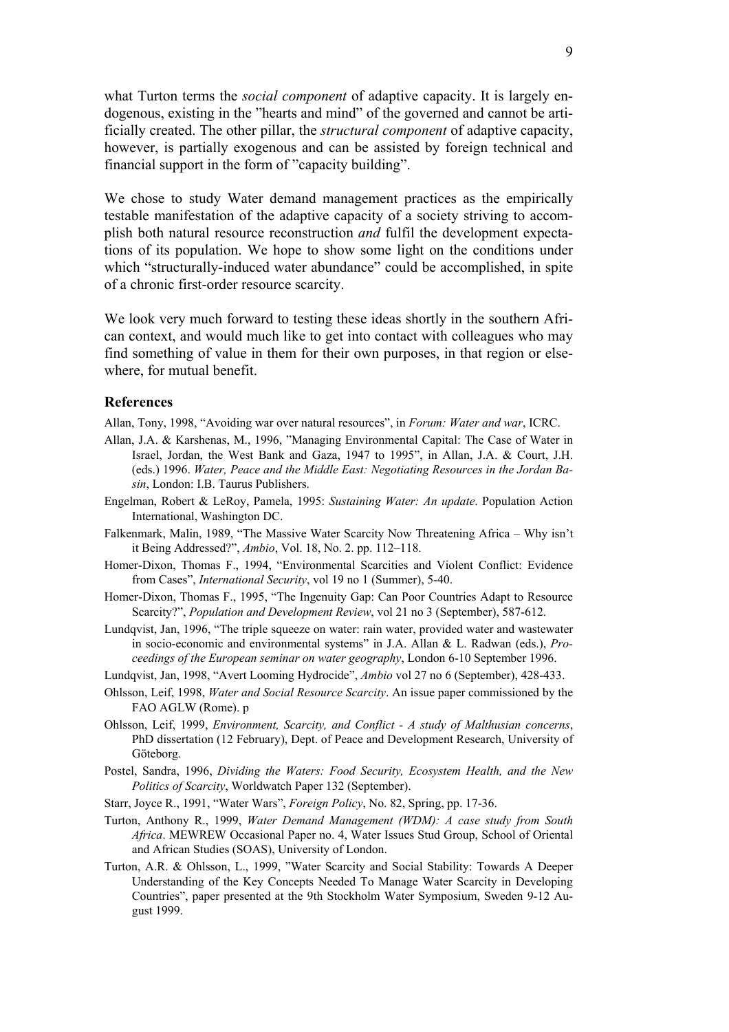what Turton terms the *social component* of adaptive capacity. It is largely endogenous, existing in the "hearts and mind" of the governed and cannot be artificially created. The other pillar, the *structural component* of adaptive capacity, however, is partially exogenous and can be assisted by foreign technical and financial support in the form of "capacity building".

We chose to study Water demand management practices as the empirically testable manifestation of the adaptive capacity of a society striving to accomplish both natural resource reconstruction *and* fulfil the development expectations of its population. We hope to show some light on the conditions under which "structurally-induced water abundance" could be accomplished, in spite of a chronic first-order resource scarcity.

We look very much forward to testing these ideas shortly in the southern African context, and would much like to get into contact with colleagues who may find something of value in them for their own purposes, in that region or elsewhere, for mutual benefit.

### References

Allan, Tony, 1998, "Avoiding war over natural resources", in *Forum: Water and war*, ICRC.

Allan, J.A. & Karshenas, M., 1996, "Managing Environmental Capital: The Case of Water in Israel, Jordan, the West Bank and Gaza, 1947 to 1995", in Allan, J.A. & Court, J.H. (eds.) 1996. *Water, Peace and the Middle East: Negotiating Resources in the Jordan Basin*, London: I.B. Taurus Publishers.

Engelman, Robert & LeRoy, Pamela, 1995: *Sustaining Water: An update*. Population Action International, Washington DC.

Falkenmark, Malin, 1989, "The Massive Water Scarcity Now Threatening Africa – Why isn't it Being Addressed?", *Ambio*, Vol. 18, No. 2. pp. 112–118.

Homer-Dixon, Thomas F., 1994, "Environmental Scarcities and Violent Conflict: Evidence from Cases", *International Security*, vol 19 no 1 (Summer), 5-40.

Homer-Dixon, Thomas F., 1995, "The Ingenuity Gap: Can Poor Countries Adapt to Resource Scarcity?", *Population and Development Review*, vol 21 no 3 (September), 587-612.

Lundqvist, Jan, 1996, "The triple squeeze on water: rain water, provided water and wastewater in socio-economic and environmental systems" in J.A. Allan & L. Radwan (eds.), *Proceedings of the European seminar on water geography*, London 6-10 September 1996.

Lundqvist, Jan, 1998, "Avert Looming Hydrocide", *Ambio* vol 27 no 6 (September), 428-433.

Ohlsson, Leif, 1998, *Water and Social Resource Scarcity*. An issue paper commissioned by the FAO AGLW (Rome). p

Ohlsson, Leif, 1999, *Environment, Scarcity, and Conflict - A study of Malthusian concerns*, PhD dissertation (12 February), Dept. of Peace and Development Research, University of Göteborg.

Postel, Sandra, 1996, *Dividing the Waters: Food Security, Ecosystem Health, and the New Politics of Scarcity*, Worldwatch Paper 132 (September).

Starr, Joyce R., 1991, "Water Wars", *Foreign Policy*, No. 82, Spring, pp. 17-36.

Turton, Anthony R., 1999, *Water Demand Management (WDM): A case study from South Africa*. MEWREW Occasional Paper no. 4, Water Issues Stud Group, School of Oriental and African Studies (SOAS), University of London.

Turton, A.R. & Ohlsson, L., 1999, "Water Scarcity and Social Stability: Towards A Deeper Understanding of the Key Concepts Needed To Manage Water Scarcity in Developing Countries", paper presented at the 9th Stockholm Water Symposium, Sweden 9-12 August 1999.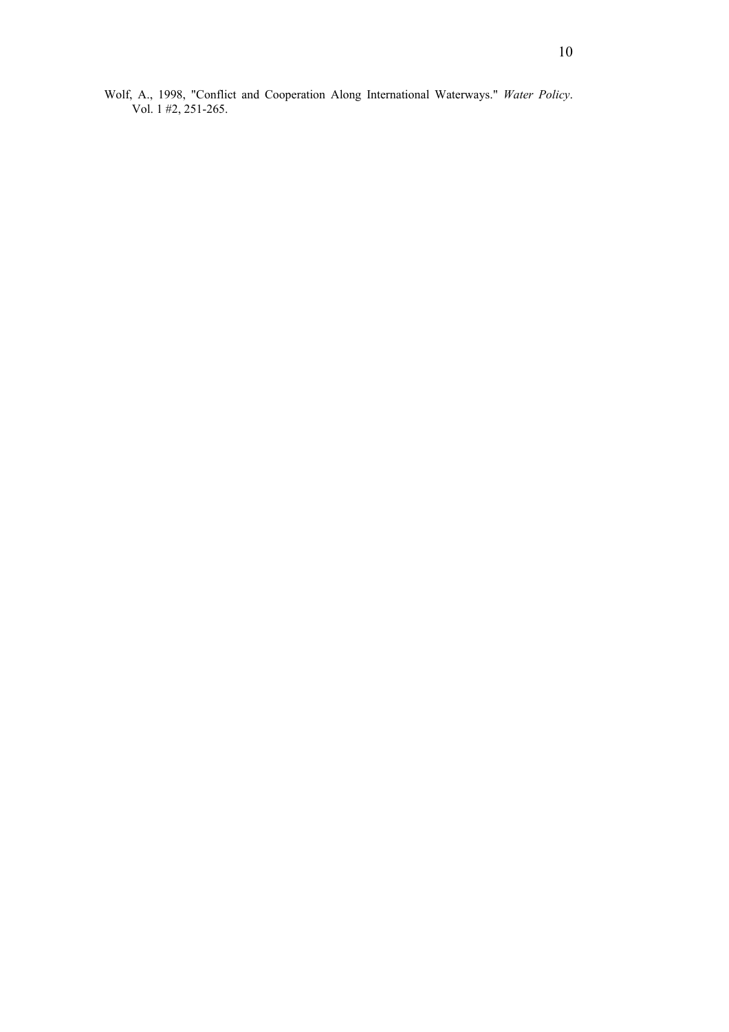Wolf, A., 1998, "Conflict and Cooperation Along International Waterways." *Water Policy*. Vol. 1 #2, 251-265.